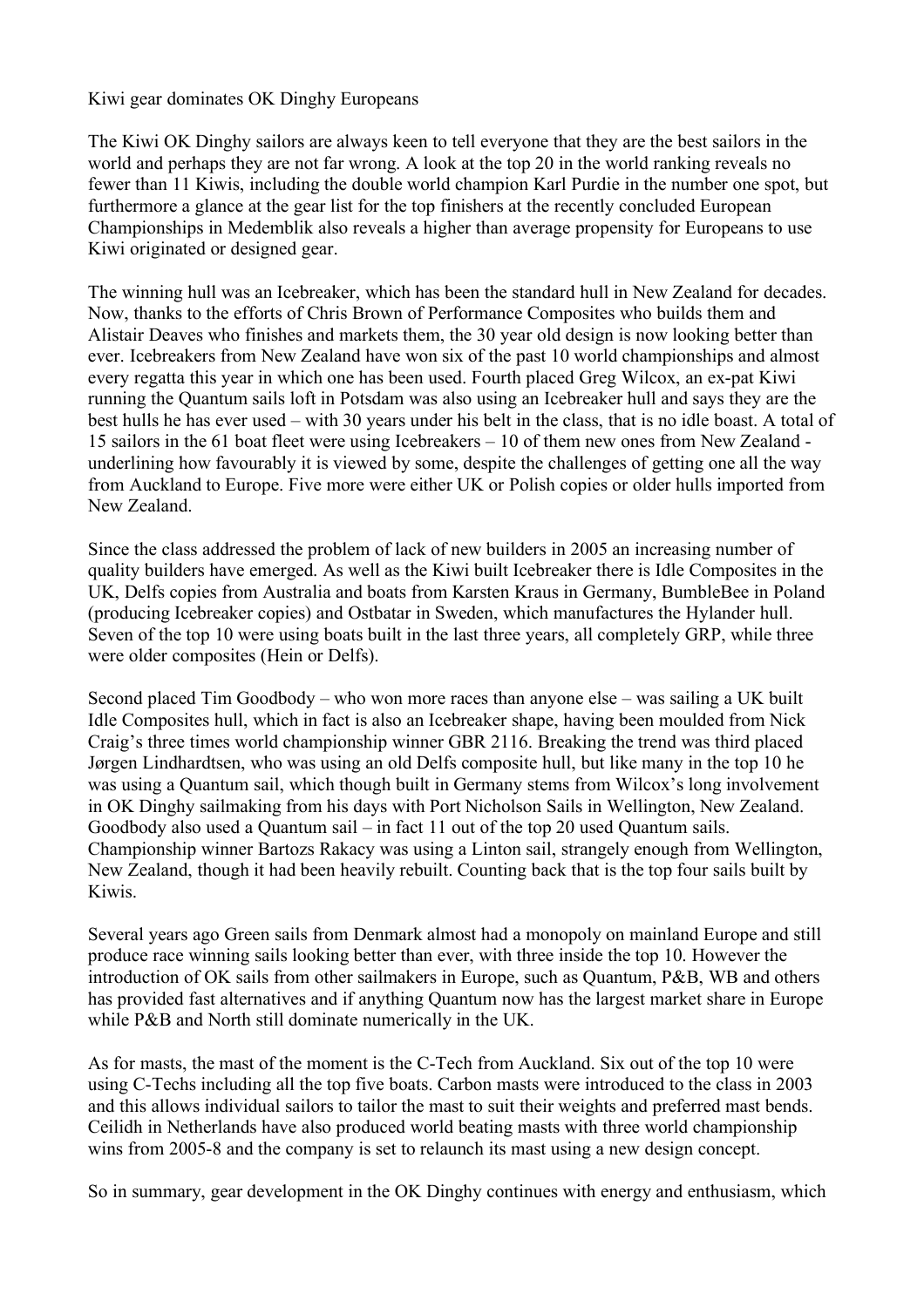# Kiwi gear dominates OK Dinghy Europeans

The Kiwi OK Dinghy sailors are always keen to tell everyone that they are the best sailors in the world and perhaps they are not far wrong. A look at the top 20 in the world ranking reveals no fewer than 11 Kiwis, including the double world champion Karl Purdie in the number one spot, but furthermore a glance at the gear list for the top finishers at the recently concluded European Championships in Medemblik also reveals a higher than average propensity for Europeans to use Kiwi originated or designed gear.

The winning hull was an Icebreaker, which has been the standard hull in New Zealand for decades. Now, thanks to the efforts of Chris Brown of Performance Composites who builds them and Alistair Deaves who finishes and markets them, the 30 year old design is now looking better than ever. Icebreakers from New Zealand have won six of the past 10 world championships and almost every regatta this year in which one has been used. Fourth placed Greg Wilcox, an ex-pat Kiwi running the Quantum sails loft in Potsdam was also using an Icebreaker hull and says they are the best hulls he has ever used – with 30 years under his belt in the class, that is no idle boast. A total of 15 sailors in the 61 boat fleet were using Icebreakers – 10 of them new ones from New Zealand - underlining how favourably it is viewed by some, despite the challenges of getting one all the way from Auckland to Europe. Five more were either UK or Polish copies or older hulls imported from New Zealand.

Since the class addressed the problem of lack of new builders in 2005 an increasing number of quality builders have emerged. As well as the Kiwi built Icebreaker there is Idle Composites in the UK, Delfs copies from Australia and boats from Karsten Kraus in Germany, BumbleBee in Poland (producing Icebreaker copies) and Ostbatar in Sweden, which manufactures the Hylander hull. Seven of the top 10 were using boats built in the last three years, all completely GRP, while three were older composites (Hein or Delfs).

Second placed Tim Goodbody – who won more races than anyone else – was sailing a UK built Idle Composites hull, which in fact is also an Icebreaker shape, having been moulded from Nick Craig's three times world championship winner GBR 2116. Breaking the trend was third placed Jørgen Lindhardtsen, who was using an old Delfs composite hull, but like many in the top 10 he was using a Quantum sail, which though built in Germany stems from Wilcox's long involvement in OK Dinghy sailmaking from his days with Port Nicholson Sails in Wellington, New Zealand. Goodbody also used a Quantum sail – in fact 11 out of the top 20 used Quantum sails. Championship winner Bartozs Rakacy was using a Linton sail, strangely enough from Wellington, New Zealand, though it had been heavily rebuilt. Counting back that is the top four sails built by Kiwis.

Several years ago Green sails from Denmark almost had a monopoly on mainland Europe and still produce race winning sails looking better than ever, with three inside the top 10. However the introduction of OK sails from other sailmakers in Europe, such as Quantum, P&B, WB and others has provided fast alternatives and if anything Quantum now has the largest market share in Europe while P&B and North still dominate numerically in the UK.

As for masts, the mast of the moment is the C-Tech from Auckland. Six out of the top 10 were using C-Techs including all the top five boats. Carbon masts were introduced to the class in 2003 and this allows individual sailors to tailor the mast to suit their weights and preferred mast bends. Ceilidh in Netherlands have also produced world beating masts with three world championship wins from 2005-8 and the company is set to relaunch its mast using a new design concept.

So in summary, gear development in the OK Dinghy continues with energy and enthusiasm, which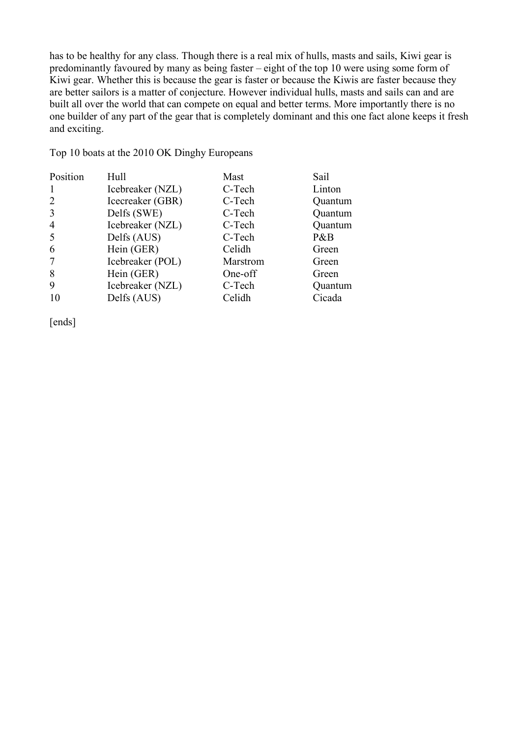has to be healthy for any class. Though there is a real mix of hulls, masts and sails, Kiwi gear is predominantly favoured by many as being faster – eight of the top 10 were using some form of Kiwi gear. Whether this is because the gear is faster or because the Kiwis are faster because they are better sailors is a matter of conjecture. However individual hulls, masts and sails can and are built all over the world that can compete on equal and better terms. More importantly there is no one builder of any part of the gear that is completely dominant and this one fact alone keeps it fresh and exciting.

Top 10 boats at the 2010 OK Dinghy Europeans

| Position | Hull | Mast | Sail |
|---|---|---|---|
| 1 | Icebreaker (NZL) | C-Tech | Linton |
| 2 | Icecreaker (GBR) | C-Tech | Quantum |
| 3 | Delfs (SWE) | C-Tech | Quantum |
| 4 | Icebreaker (NZL) | C-Tech | Quantum |
| 5 | Delfs (AUS) | C-Tech | P&B |
| 6 | Hein (GER) | Celidh | Green |
| 7 | Icebreaker (POL) | Marstrom | Green |
| 8 | Hein (GER) | One-off | Green |
| 9 | Icebreaker (NZL) | C-Tech | Quantum |
| 10 | Delfs (AUS) | Celidh | Cicada |

[ends]